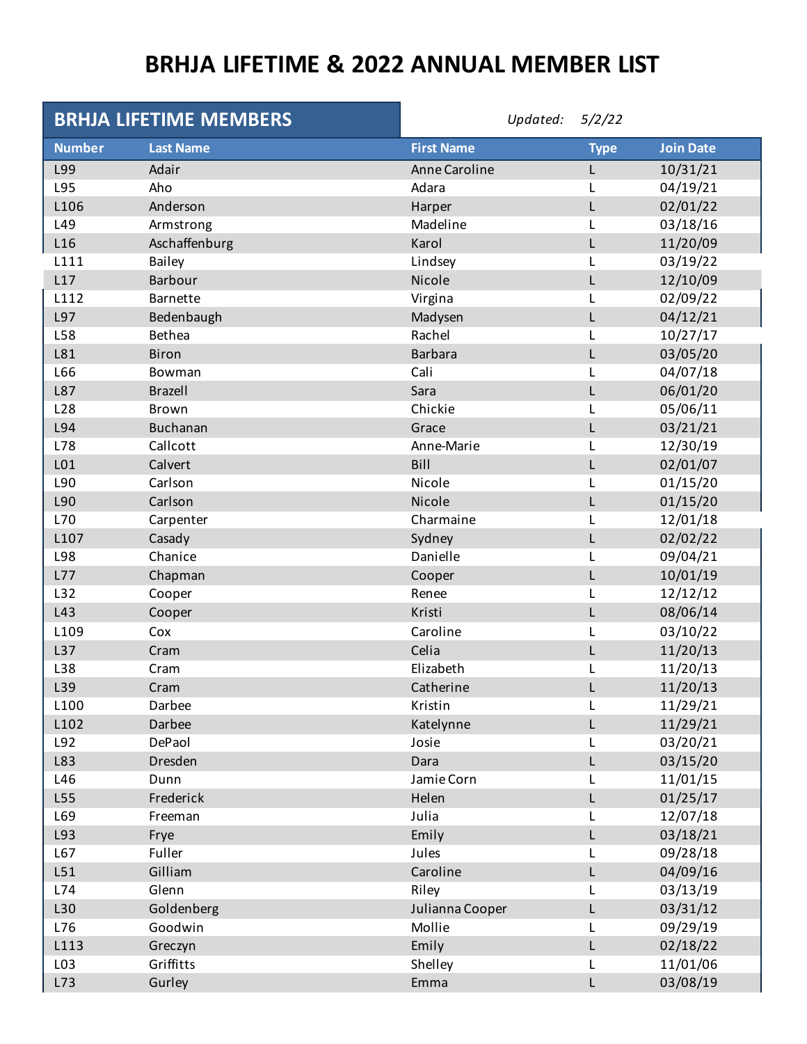# BRHJA LIFETIME & 2022 ANNUAL MEMBER LIST

## BRHJA LIFETIME MEMBERS

*Updated:* *5/2/22*

| Number | Last Name | First Name | Type | Join Date |
|---|---|---|---|---|
| L99 | Adair | Anne Caroline | L | 10/31/21 |
| L95 | Aho | Adara | L | 04/19/21 |
| L106 | Anderson | Harper | L | 02/01/22 |
| L49 | Armstrong | Madeline | L | 03/18/16 |
| L16 | Aschaffenburg | Karol | L | 11/20/09 |
| L111 | Bailey | Lindsey | L | 03/19/22 |
| L17 | Barbour | Nicole | L | 12/10/09 |
| L112 | Barnette | Virgina | L | 02/09/22 |
| L97 | Bedenbaugh | Madysen | L | 04/12/21 |
| L58 | Bethea | Rachel | L | 10/27/17 |
| L81 | Biron | Barbara | L | 03/05/20 |
| L66 | Bowman | Cali | L | 04/07/18 |
| L87 | Brazell | Sara | L | 06/01/20 |
| L28 | Brown | Chickie | L | 05/06/11 |
| L94 | Buchanan | Grace | L | 03/21/21 |
| L78 | Callcott | Anne-Marie | L | 12/30/19 |
| L01 | Calvert | Bill | L | 02/01/07 |
| L90 | Carlson | Nicole | L | 01/15/20 |
| L90 | Carlson | Nicole | L | 01/15/20 |
| L70 | Carpenter | Charmaine | L | 12/01/18 |
| L107 | Casady | Sydney | L | 02/02/22 |
| L98 | Chanice | Danielle | L | 09/04/21 |
| L77 | Chapman | Cooper | L | 10/01/19 |
| L32 | Cooper | Renee | L | 12/12/12 |
| L43 | Cooper | Kristi | L | 08/06/14 |
| L109 | Cox | Caroline | L | 03/10/22 |
| L37 | Cram | Celia | L | 11/20/13 |
| L38 | Cram | Elizabeth | L | 11/20/13 |
| L39 | Cram | Catherine | L | 11/20/13 |
| L100 | Darbee | Kristin | L | 11/29/21 |
| L102 | Darbee | Katelynne | L | 11/29/21 |
| L92 | DePaol | Josie | L | 03/20/21 |
| L83 | Dresden | Dara | L | 03/15/20 |
| L46 | Dunn | Jamie Corn | L | 11/01/15 |
| L55 | Frederick | Helen | L | 01/25/17 |
| L69 | Freeman | Julia | L | 12/07/18 |
| L93 | Frye | Emily | L | 03/18/21 |
| L67 | Fuller | Jules | L | 09/28/18 |
| L51 | Gilliam | Caroline | L | 04/09/16 |
| L74 | Glenn | Riley | L | 03/13/19 |
| L30 | Goldenberg | Julianna Cooper | L | 03/31/12 |
| L76 | Goodwin | Mollie | L | 09/29/19 |
| L113 | Greczyn | Emily | L | 02/18/22 |
| L03 | Griffitts | Shelley | L | 11/01/06 |
| L73 | Gurley | Emma | L | 03/08/19 |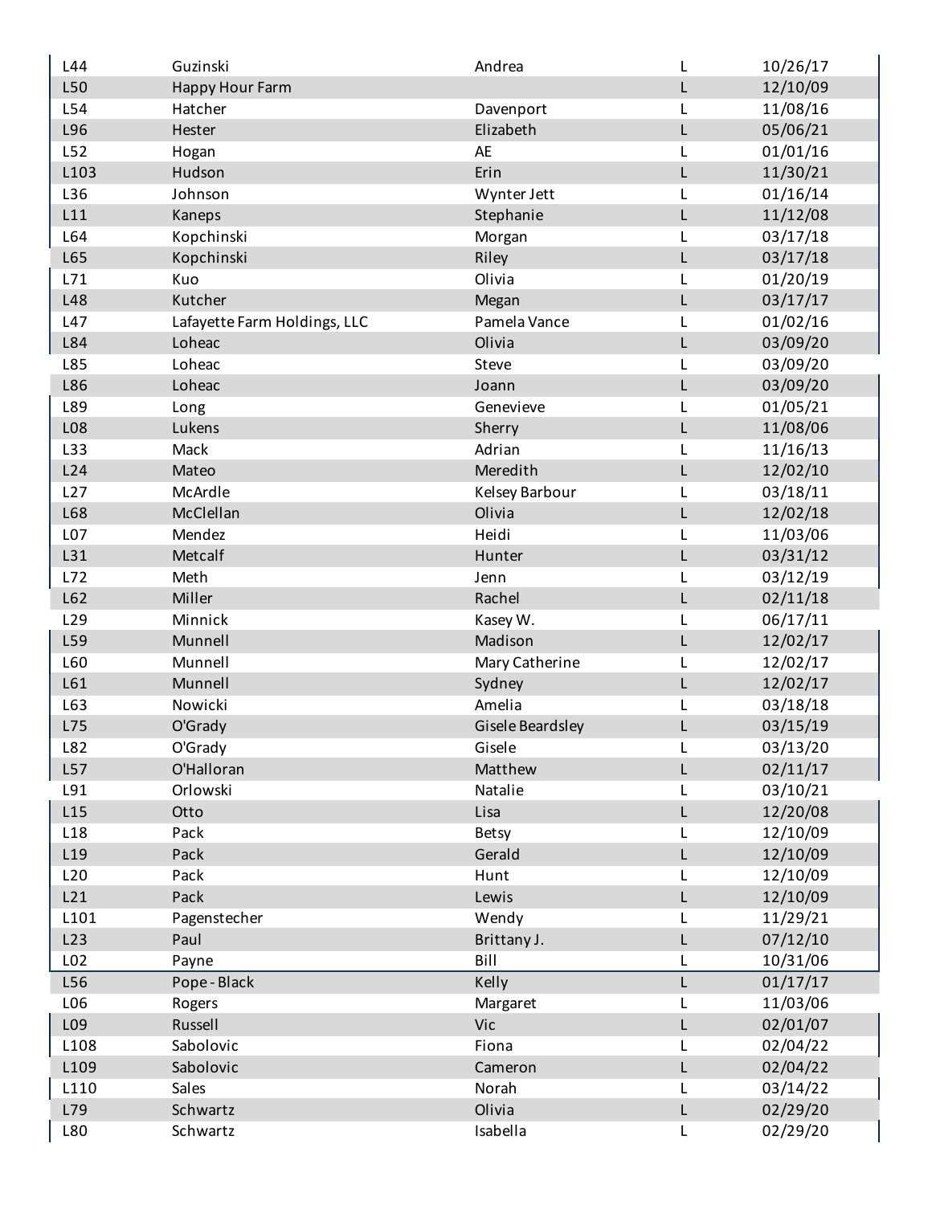| | | | | |
|---|---|---|---|---|
| L44 | Guzinski | Andrea | L | 10/26/17 |
| L50 | Happy Hour Farm | | L | 12/10/09 |
| L54 | Hatcher | Davenport | L | 11/08/16 |
| L96 | Hester | Elizabeth | L | 05/06/21 |
| L52 | Hogan | AE | L | 01/01/16 |
| L103 | Hudson | Erin | L | 11/30/21 |
| L36 | Johnson | Wynter Jett | L | 01/16/14 |
| L11 | Kaneps | Stephanie | L | 11/12/08 |
| L64 | Kopchinski | Morgan | L | 03/17/18 |
| L65 | Kopchinski | Riley | L | 03/17/18 |
| L71 | Kuo | Olivia | L | 01/20/19 |
| L48 | Kutcher | Megan | L | 03/17/17 |
| L47 | Lafayette Farm Holdings, LLC | Pamela Vance | L | 01/02/16 |
| L84 | Loheac | Olivia | L | 03/09/20 |
| L85 | Loheac | Steve | L | 03/09/20 |
| L86 | Loheac | Joann | L | 03/09/20 |
| L89 | Long | Genevieve | L | 01/05/21 |
| L08 | Lukens | Sherry | L | 11/08/06 |
| L33 | Mack | Adrian | L | 11/16/13 |
| L24 | Mateo | Meredith | L | 12/02/10 |
| L27 | McArdle | Kelsey Barbour | L | 03/18/11 |
| L68 | McClellan | Olivia | L | 12/02/18 |
| L07 | Mendez | Heidi | L | 11/03/06 |
| L31 | Metcalf | Hunter | L | 03/31/12 |
| L72 | Meth | Jenn | L | 03/12/19 |
| L62 | Miller | Rachel | L | 02/11/18 |
| L29 | Minnick | Kasey W. | L | 06/17/11 |
| L59 | Munnell | Madison | L | 12/02/17 |
| L60 | Munnell | Mary Catherine | L | 12/02/17 |
| L61 | Munnell | Sydney | L | 12/02/17 |
| L63 | Nowicki | Amelia | L | 03/18/18 |
| L75 | O'Grady | Gisele Beardsley | L | 03/15/19 |
| L82 | O'Grady | Gisele | L | 03/13/20 |
| L57 | O'Halloran | Matthew | L | 02/11/17 |
| L91 | Orlowski | Natalie | L | 03/10/21 |
| L15 | Otto | Lisa | L | 12/20/08 |
| L18 | Pack | Betsy | L | 12/10/09 |
| L19 | Pack | Gerald | L | 12/10/09 |
| L20 | Pack | Hunt | L | 12/10/09 |
| L21 | Pack | Lewis | L | 12/10/09 |
| L101 | Pagenstecher | Wendy | L | 11/29/21 |
| L23 | Paul | Brittany J. | L | 07/12/10 |
| L02 | Payne | Bill | L | 10/31/06 |
| L56 | Pope - Black | Kelly | L | 01/17/17 |
| L06 | Rogers | Margaret | L | 11/03/06 |
| L09 | Russell | Vic | L | 02/01/07 |
| L108 | Sabolovic | Fiona | L | 02/04/22 |
| L109 | Sabolovic | Cameron | L | 02/04/22 |
| L110 | Sales | Norah | L | 03/14/22 |
| L79 | Schwartz | Olivia | L | 02/29/20 |
| L80 | Schwartz | Isabella | L | 02/29/20 |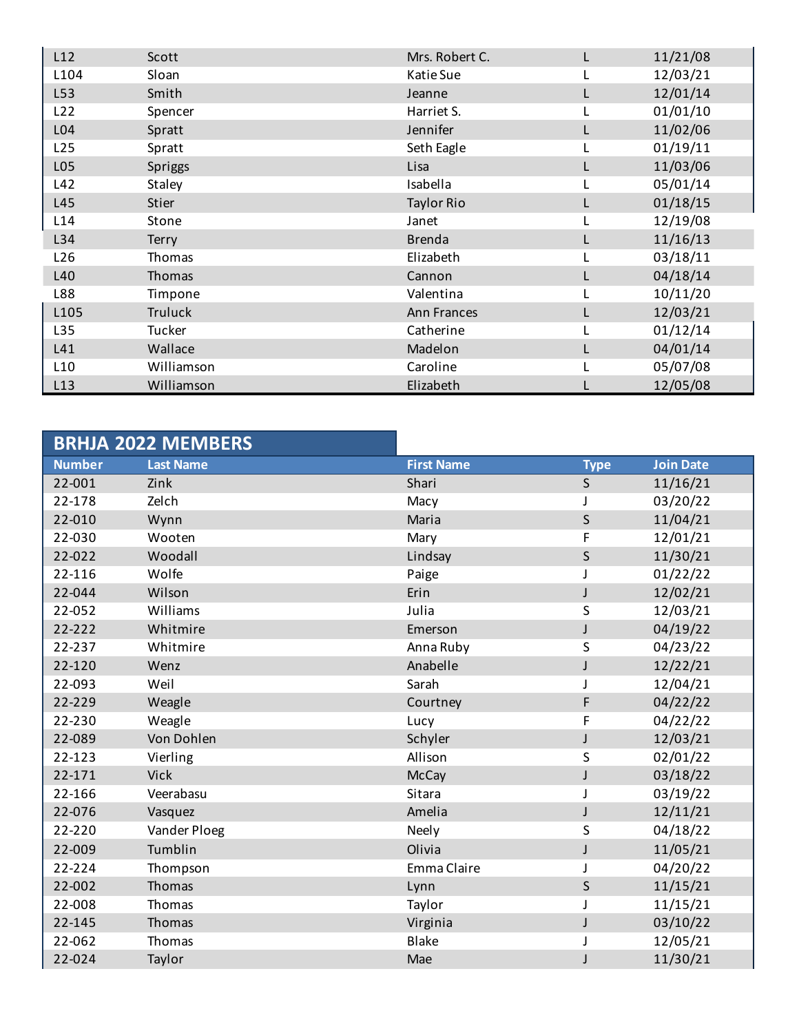| | | | | |
|---|---|---|---|---|
| L12 | Scott | Mrs. Robert C. | L | 11/21/08 |
| L104 | Sloan | Katie Sue | L | 12/03/21 |
| L53 | Smith | Jeanne | L | 12/01/14 |
| L22 | Spencer | Harriet S. | L | 01/01/10 |
| L04 | Spratt | Jennifer | L | 11/02/06 |
| L25 | Spratt | Seth Eagle | L | 01/19/11 |
| L05 | Spriggs | Lisa | L | 11/03/06 |
| L42 | Staley | Isabella | L | 05/01/14 |
| L45 | Stier | Taylor Rio | L | 01/18/15 |
| L14 | Stone | Janet | L | 12/19/08 |
| L34 | Terry | Brenda | L | 11/16/13 |
| L26 | Thomas | Elizabeth | L | 03/18/11 |
| L40 | Thomas | Cannon | L | 04/18/14 |
| L88 | Timpone | Valentina | L | 10/11/20 |
| L105 | Truluck | Ann Frances | L | 12/03/21 |
| L35 | Tucker | Catherine | L | 01/12/14 |
| L41 | Wallace | Madelon | L | 04/01/14 |
| L10 | Williamson | Caroline | L | 05/07/08 |
| L13 | Williamson | Elizabeth | L | 12/05/08 |

## BRHJA 2022 MEMBERS

| Number | Last Name | First Name | Type | Join Date |
|---|---|---|---|---|
| 22-001 | Zink | Shari | S | 11/16/21 |
| 22-178 | Zelch | Macy | J | 03/20/22 |
| 22-010 | Wynn | Maria | S | 11/04/21 |
| 22-030 | Wooten | Mary | F | 12/01/21 |
| 22-022 | Woodall | Lindsay | S | 11/30/21 |
| 22-116 | Wolfe | Paige | J | 01/22/22 |
| 22-044 | Wilson | Erin | J | 12/02/21 |
| 22-052 | Williams | Julia | S | 12/03/21 |
| 22-222 | Whitmire | Emerson | J | 04/19/22 |
| 22-237 | Whitmire | Anna Ruby | S | 04/23/22 |
| 22-120 | Wenz | Anabelle | J | 12/22/21 |
| 22-093 | Weil | Sarah | J | 12/04/21 |
| 22-229 | Weagle | Courtney | F | 04/22/22 |
| 22-230 | Weagle | Lucy | F | 04/22/22 |
| 22-089 | Von Dohlen | Schyler | J | 12/03/21 |
| 22-123 | Vierling | Allison | S | 02/01/22 |
| 22-171 | Vick | McCay | J | 03/18/22 |
| 22-166 | Veerabasu | Sitara | J | 03/19/22 |
| 22-076 | Vasquez | Amelia | J | 12/11/21 |
| 22-220 | Vander Ploeg | Neely | S | 04/18/22 |
| 22-009 | Tumblin | Olivia | J | 11/05/21 |
| 22-224 | Thompson | Emma Claire | J | 04/20/22 |
| 22-002 | Thomas | Lynn | S | 11/15/21 |
| 22-008 | Thomas | Taylor | J | 11/15/21 |
| 22-145 | Thomas | Virginia | J | 03/10/22 |
| 22-062 | Thomas | Blake | J | 12/05/21 |
| 22-024 | Taylor | Mae | J | 11/30/21 |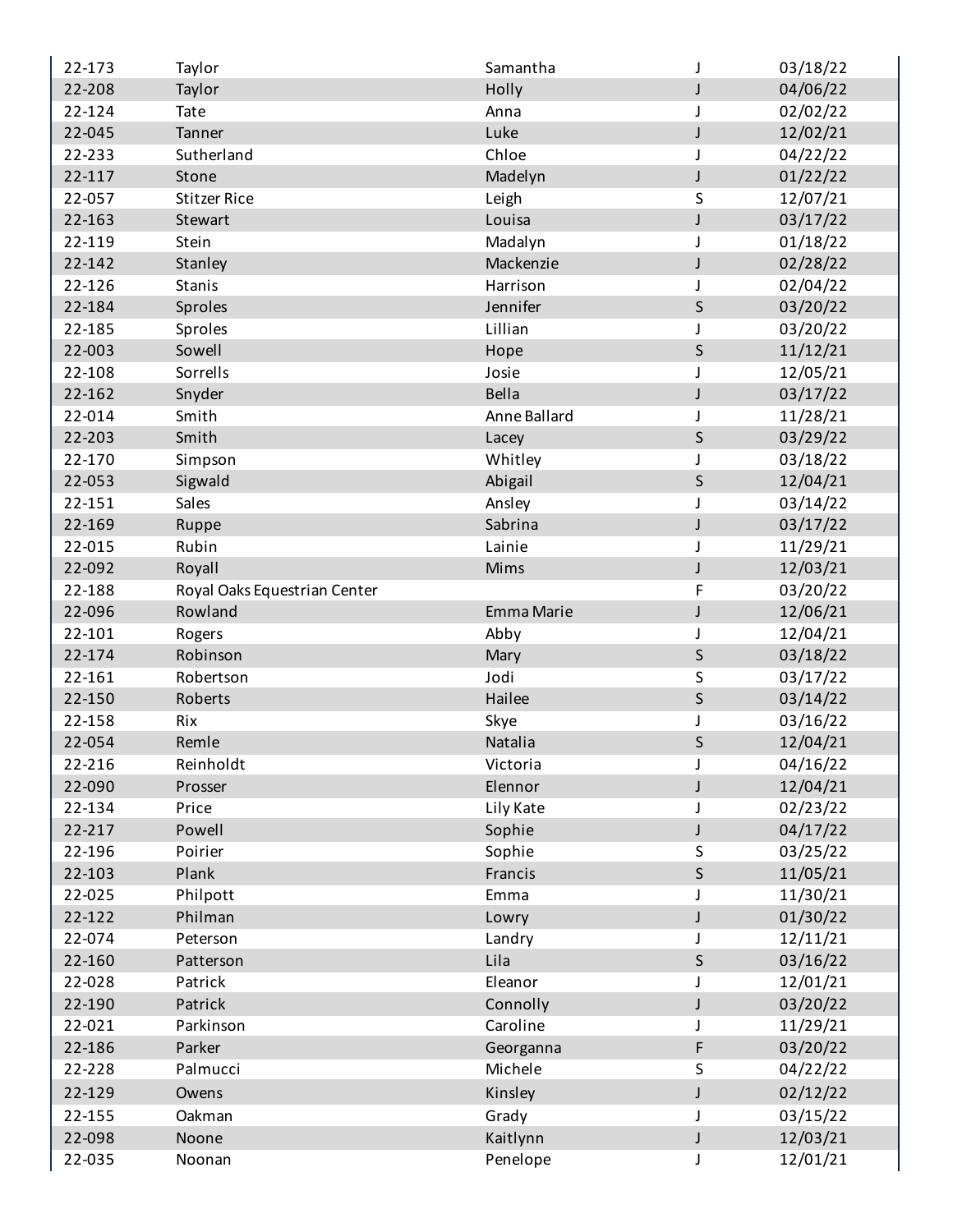| | | | | |
|---|---|---|---|---|
| 22-173 | Taylor | Samantha | J | 03/18/22 |
| 22-208 | Taylor | Holly | J | 04/06/22 |
| 22-124 | Tate | Anna | J | 02/02/22 |
| 22-045 | Tanner | Luke | J | 12/02/21 |
| 22-233 | Sutherland | Chloe | J | 04/22/22 |
| 22-117 | Stone | Madelyn | J | 01/22/22 |
| 22-057 | Stitzer Rice | Leigh | S | 12/07/21 |
| 22-163 | Stewart | Louisa | J | 03/17/22 |
| 22-119 | Stein | Madalyn | J | 01/18/22 |
| 22-142 | Stanley | Mackenzie | J | 02/28/22 |
| 22-126 | Stanis | Harrison | J | 02/04/22 |
| 22-184 | Sproles | Jennifer | S | 03/20/22 |
| 22-185 | Sproles | Lillian | J | 03/20/22 |
| 22-003 | Sowell | Hope | S | 11/12/21 |
| 22-108 | Sorrells | Josie | J | 12/05/21 |
| 22-162 | Snyder | Bella | J | 03/17/22 |
| 22-014 | Smith | Anne Ballard | J | 11/28/21 |
| 22-203 | Smith | Lacey | S | 03/29/22 |
| 22-170 | Simpson | Whitley | J | 03/18/22 |
| 22-053 | Sigwald | Abigail | S | 12/04/21 |
| 22-151 | Sales | Ansley | J | 03/14/22 |
| 22-169 | Ruppe | Sabrina | J | 03/17/22 |
| 22-015 | Rubin | Lainie | J | 11/29/21 |
| 22-092 | Royall | Mims | J | 12/03/21 |
| 22-188 | Royal Oaks Equestrian Center | | F | 03/20/22 |
| 22-096 | Rowland | Emma Marie | J | 12/06/21 |
| 22-101 | Rogers | Abby | J | 12/04/21 |
| 22-174 | Robinson | Mary | S | 03/18/22 |
| 22-161 | Robertson | Jodi | S | 03/17/22 |
| 22-150 | Roberts | Hailee | S | 03/14/22 |
| 22-158 | Rix | Skye | J | 03/16/22 |
| 22-054 | Remle | Natalia | S | 12/04/21 |
| 22-216 | Reinholdt | Victoria | J | 04/16/22 |
| 22-090 | Prosser | Elennor | J | 12/04/21 |
| 22-134 | Price | Lily Kate | J | 02/23/22 |
| 22-217 | Powell | Sophie | J | 04/17/22 |
| 22-196 | Poirier | Sophie | S | 03/25/22 |
| 22-103 | Plank | Francis | S | 11/05/21 |
| 22-025 | Philpott | Emma | J | 11/30/21 |
| 22-122 | Philman | Lowry | J | 01/30/22 |
| 22-074 | Peterson | Landry | J | 12/11/21 |
| 22-160 | Patterson | Lila | S | 03/16/22 |
| 22-028 | Patrick | Eleanor | J | 12/01/21 |
| 22-190 | Patrick | Connolly | J | 03/20/22 |
| 22-021 | Parkinson | Caroline | J | 11/29/21 |
| 22-186 | Parker | Georganna | F | 03/20/22 |
| 22-228 | Palmucci | Michele | S | 04/22/22 |
| 22-129 | Owens | Kinsley | J | 02/12/22 |
| 22-155 | Oakman | Grady | J | 03/15/22 |
| 22-098 | Noone | Kaitlynn | J | 12/03/21 |
| 22-035 | Noonan | Penelope | J | 12/01/21 |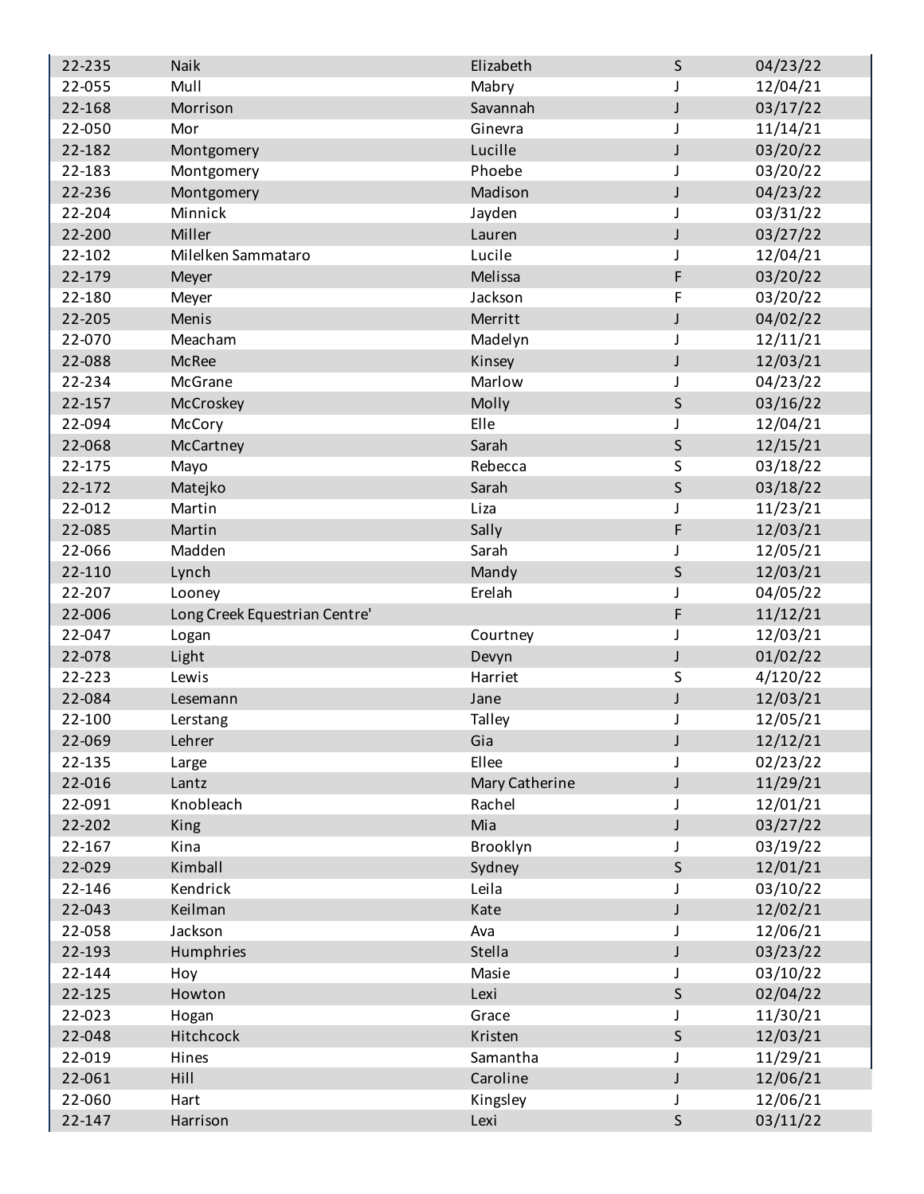| | | | | |
|---|---|---|---|---|
| 22-235 | Naik | Elizabeth | S | 04/23/22 |
| 22-055 | Mull | Mabry | J | 12/04/21 |
| 22-168 | Morrison | Savannah | J | 03/17/22 |
| 22-050 | Mor | Ginevra | J | 11/14/21 |
| 22-182 | Montgomery | Lucille | J | 03/20/22 |
| 22-183 | Montgomery | Phoebe | J | 03/20/22 |
| 22-236 | Montgomery | Madison | J | 04/23/22 |
| 22-204 | Minnick | Jayden | J | 03/31/22 |
| 22-200 | Miller | Lauren | J | 03/27/22 |
| 22-102 | Milelken Sammataro | Lucile | J | 12/04/21 |
| 22-179 | Meyer | Melissa | F | 03/20/22 |
| 22-180 | Meyer | Jackson | F | 03/20/22 |
| 22-205 | Menis | Merritt | J | 04/02/22 |
| 22-070 | Meacham | Madelyn | J | 12/11/21 |
| 22-088 | McRee | Kinsey | J | 12/03/21 |
| 22-234 | McGrane | Marlow | J | 04/23/22 |
| 22-157 | McCroskey | Molly | S | 03/16/22 |
| 22-094 | McCory | Elle | J | 12/04/21 |
| 22-068 | McCartney | Sarah | S | 12/15/21 |
| 22-175 | Mayo | Rebecca | S | 03/18/22 |
| 22-172 | Matejko | Sarah | S | 03/18/22 |
| 22-012 | Martin | Liza | J | 11/23/21 |
| 22-085 | Martin | Sally | F | 12/03/21 |
| 22-066 | Madden | Sarah | J | 12/05/21 |
| 22-110 | Lynch | Mandy | S | 12/03/21 |
| 22-207 | Looney | Erelah | J | 04/05/22 |
| 22-006 | Long Creek Equestrian Centre' | | F | 11/12/21 |
| 22-047 | Logan | Courtney | J | 12/03/21 |
| 22-078 | Light | Devyn | J | 01/02/22 |
| 22-223 | Lewis | Harriet | S | 4/120/22 |
| 22-084 | Lesemann | Jane | J | 12/03/21 |
| 22-100 | Lerstang | Talley | J | 12/05/21 |
| 22-069 | Lehrer | Gia | J | 12/12/21 |
| 22-135 | Large | Ellee | J | 02/23/22 |
| 22-016 | Lantz | Mary Catherine | J | 11/29/21 |
| 22-091 | Knobleach | Rachel | J | 12/01/21 |
| 22-202 | King | Mia | J | 03/27/22 |
| 22-167 | Kina | Brooklyn | J | 03/19/22 |
| 22-029 | Kimball | Sydney | S | 12/01/21 |
| 22-146 | Kendrick | Leila | J | 03/10/22 |
| 22-043 | Keilman | Kate | J | 12/02/21 |
| 22-058 | Jackson | Ava | J | 12/06/21 |
| 22-193 | Humphries | Stella | J | 03/23/22 |
| 22-144 | Hoy | Masie | J | 03/10/22 |
| 22-125 | Howton | Lexi | S | 02/04/22 |
| 22-023 | Hogan | Grace | J | 11/30/21 |
| 22-048 | Hitchcock | Kristen | S | 12/03/21 |
| 22-019 | Hines | Samantha | J | 11/29/21 |
| 22-061 | Hill | Caroline | J | 12/06/21 |
| 22-060 | Hart | Kingsley | J | 12/06/21 |
| 22-147 | Harrison | Lexi | S | 03/11/22 |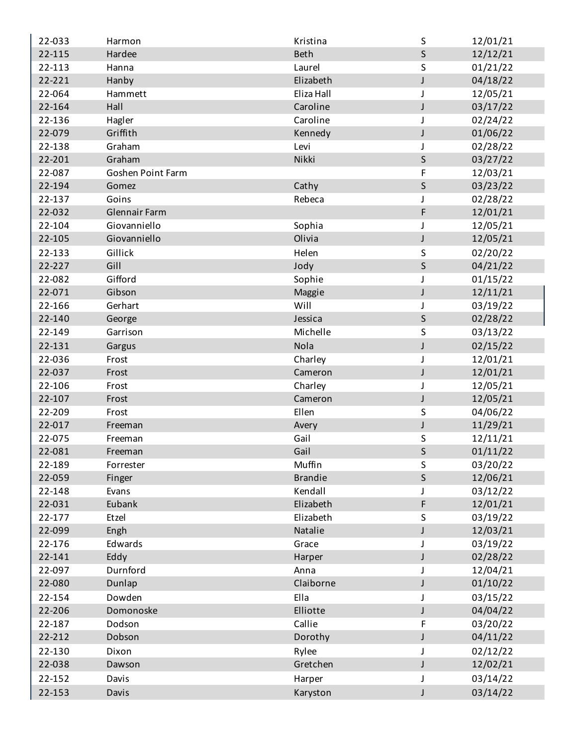| | | | | |
|---|---|---|---|---|
| 22-033 | Harmon | Kristina | S | 12/01/21 |
| 22-115 | Hardee | Beth | S | 12/12/21 |
| 22-113 | Hanna | Laurel | S | 01/21/22 |
| 22-221 | Hanby | Elizabeth | J | 04/18/22 |
| 22-064 | Hammett | Eliza Hall | J | 12/05/21 |
| 22-164 | Hall | Caroline | J | 03/17/22 |
| 22-136 | Hagler | Caroline | J | 02/24/22 |
| 22-079 | Griffith | Kennedy | J | 01/06/22 |
| 22-138 | Graham | Levi | J | 02/28/22 |
| 22-201 | Graham | Nikki | S | 03/27/22 |
| 22-087 | Goshen Point Farm | | F | 12/03/21 |
| 22-194 | Gomez | Cathy | S | 03/23/22 |
| 22-137 | Goins | Rebeca | J | 02/28/22 |
| 22-032 | Glennair Farm | | F | 12/01/21 |
| 22-104 | Giovanniello | Sophia | J | 12/05/21 |
| 22-105 | Giovanniello | Olivia | J | 12/05/21 |
| 22-133 | Gillick | Helen | S | 02/20/22 |
| 22-227 | Gill | Jody | S | 04/21/22 |
| 22-082 | Gifford | Sophie | J | 01/15/22 |
| 22-071 | Gibson | Maggie | J | 12/11/21 |
| 22-166 | Gerhart | Will | J | 03/19/22 |
| 22-140 | George | Jessica | S | 02/28/22 |
| 22-149 | Garrison | Michelle | S | 03/13/22 |
| 22-131 | Gargus | Nola | J | 02/15/22 |
| 22-036 | Frost | Charley | J | 12/01/21 |
| 22-037 | Frost | Cameron | J | 12/01/21 |
| 22-106 | Frost | Charley | J | 12/05/21 |
| 22-107 | Frost | Cameron | J | 12/05/21 |
| 22-209 | Frost | Ellen | S | 04/06/22 |
| 22-017 | Freeman | Avery | J | 11/29/21 |
| 22-075 | Freeman | Gail | S | 12/11/21 |
| 22-081 | Freeman | Gail | S | 01/11/22 |
| 22-189 | Forrester | Muffin | S | 03/20/22 |
| 22-059 | Finger | Brandie | S | 12/06/21 |
| 22-148 | Evans | Kendall | J | 03/12/22 |
| 22-031 | Eubank | Elizabeth | F | 12/01/21 |
| 22-177 | Etzel | Elizabeth | S | 03/19/22 |
| 22-099 | Engh | Natalie | J | 12/03/21 |
| 22-176 | Edwards | Grace | J | 03/19/22 |
| 22-141 | Eddy | Harper | J | 02/28/22 |
| 22-097 | Durnford | Anna | J | 12/04/21 |
| 22-080 | Dunlap | Claiborne | J | 01/10/22 |
| 22-154 | Dowden | Ella | J | 03/15/22 |
| 22-206 | Domonoske | Elliotte | J | 04/04/22 |
| 22-187 | Dodson | Callie | F | 03/20/22 |
| 22-212 | Dobson | Dorothy | J | 04/11/22 |
| 22-130 | Dixon | Rylee | J | 02/12/22 |
| 22-038 | Dawson | Gretchen | J | 12/02/21 |
| 22-152 | Davis | Harper | J | 03/14/22 |
| 22-153 | Davis | Karyston | J | 03/14/22 |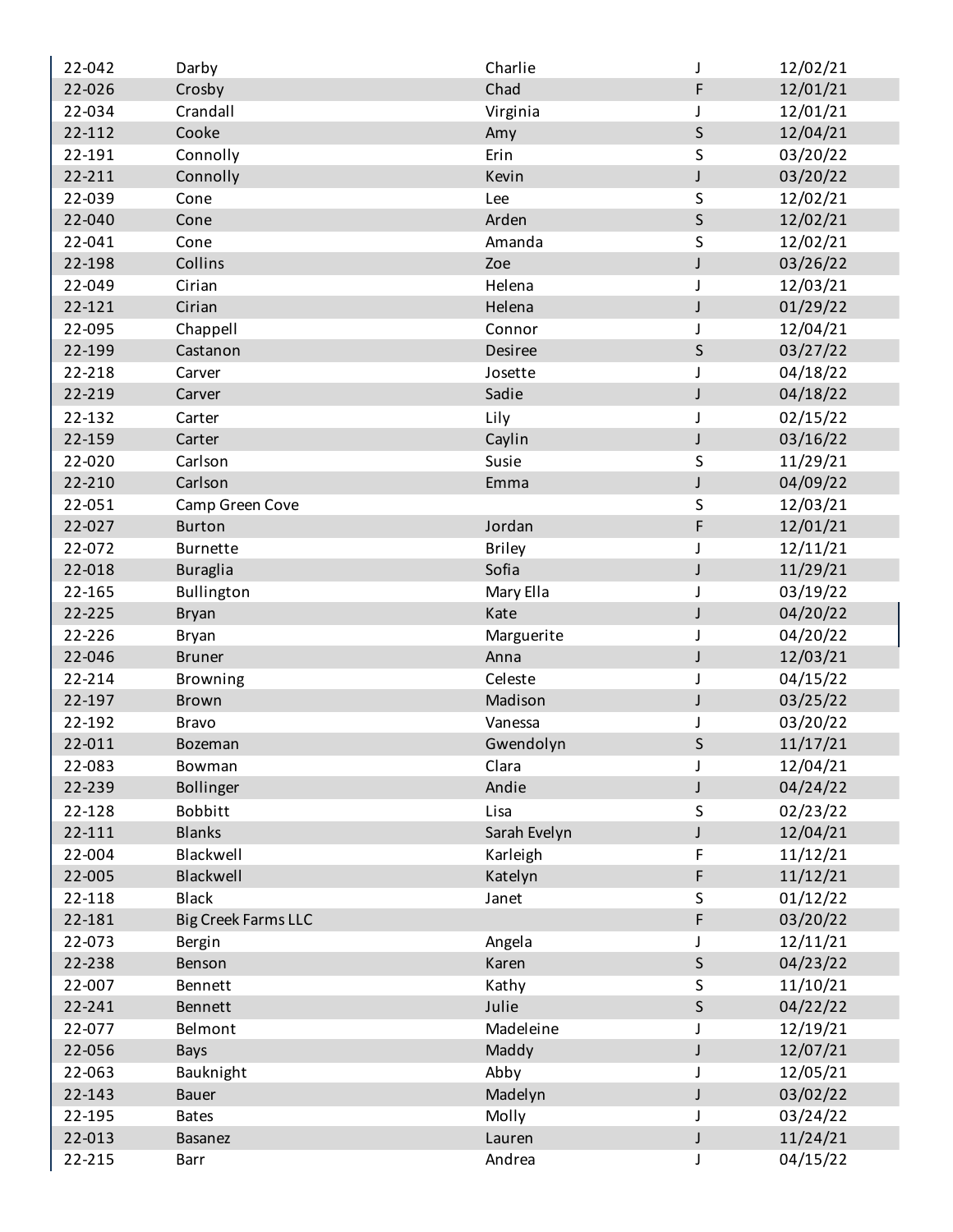| | | | | |
|---|---|---|---|---|
| 22-042 | Darby | Charlie | J | 12/02/21 |
| 22-026 | Crosby | Chad | F | 12/01/21 |
| 22-034 | Crandall | Virginia | J | 12/01/21 |
| 22-112 | Cooke | Amy | S | 12/04/21 |
| 22-191 | Connolly | Erin | S | 03/20/22 |
| 22-211 | Connolly | Kevin | J | 03/20/22 |
| 22-039 | Cone | Lee | S | 12/02/21 |
| 22-040 | Cone | Arden | S | 12/02/21 |
| 22-041 | Cone | Amanda | S | 12/02/21 |
| 22-198 | Collins | Zoe | J | 03/26/22 |
| 22-049 | Cirian | Helena | J | 12/03/21 |
| 22-121 | Cirian | Helena | J | 01/29/22 |
| 22-095 | Chappell | Connor | J | 12/04/21 |
| 22-199 | Castanon | Desiree | S | 03/27/22 |
| 22-218 | Carver | Josette | J | 04/18/22 |
| 22-219 | Carver | Sadie | J | 04/18/22 |
| 22-132 | Carter | Lily | J | 02/15/22 |
| 22-159 | Carter | Caylin | J | 03/16/22 |
| 22-020 | Carlson | Susie | S | 11/29/21 |
| 22-210 | Carlson | Emma | J | 04/09/22 |
| 22-051 | Camp Green Cove | | S | 12/03/21 |
| 22-027 | Burton | Jordan | F | 12/01/21 |
| 22-072 | Burnette | Briley | J | 12/11/21 |
| 22-018 | Buraglia | Sofia | J | 11/29/21 |
| 22-165 | Bullington | Mary Ella | J | 03/19/22 |
| 22-225 | Bryan | Kate | J | 04/20/22 |
| 22-226 | Bryan | Marguerite | J | 04/20/22 |
| 22-046 | Bruner | Anna | J | 12/03/21 |
| 22-214 | Browning | Celeste | J | 04/15/22 |
| 22-197 | Brown | Madison | J | 03/25/22 |
| 22-192 | Bravo | Vanessa | J | 03/20/22 |
| 22-011 | Bozeman | Gwendolyn | S | 11/17/21 |
| 22-083 | Bowman | Clara | J | 12/04/21 |
| 22-239 | Bollinger | Andie | J | 04/24/22 |
| 22-128 | Bobbitt | Lisa | S | 02/23/22 |
| 22-111 | Blanks | Sarah Evelyn | J | 12/04/21 |
| 22-004 | Blackwell | Karleigh | F | 11/12/21 |
| 22-005 | Blackwell | Katelyn | F | 11/12/21 |
| 22-118 | Black | Janet | S | 01/12/22 |
| 22-181 | Big Creek Farms LLC | | F | 03/20/22 |
| 22-073 | Bergin | Angela | J | 12/11/21 |
| 22-238 | Benson | Karen | S | 04/23/22 |
| 22-007 | Bennett | Kathy | S | 11/10/21 |
| 22-241 | Bennett | Julie | S | 04/22/22 |
| 22-077 | Belmont | Madeleine | J | 12/19/21 |
| 22-056 | Bays | Maddy | J | 12/07/21 |
| 22-063 | Bauknight | Abby | J | 12/05/21 |
| 22-143 | Bauer | Madelyn | J | 03/02/22 |
| 22-195 | Bates | Molly | J | 03/24/22 |
| 22-013 | Basanez | Lauren | J | 11/24/21 |
| 22-215 | Barr | Andrea | J | 04/15/22 |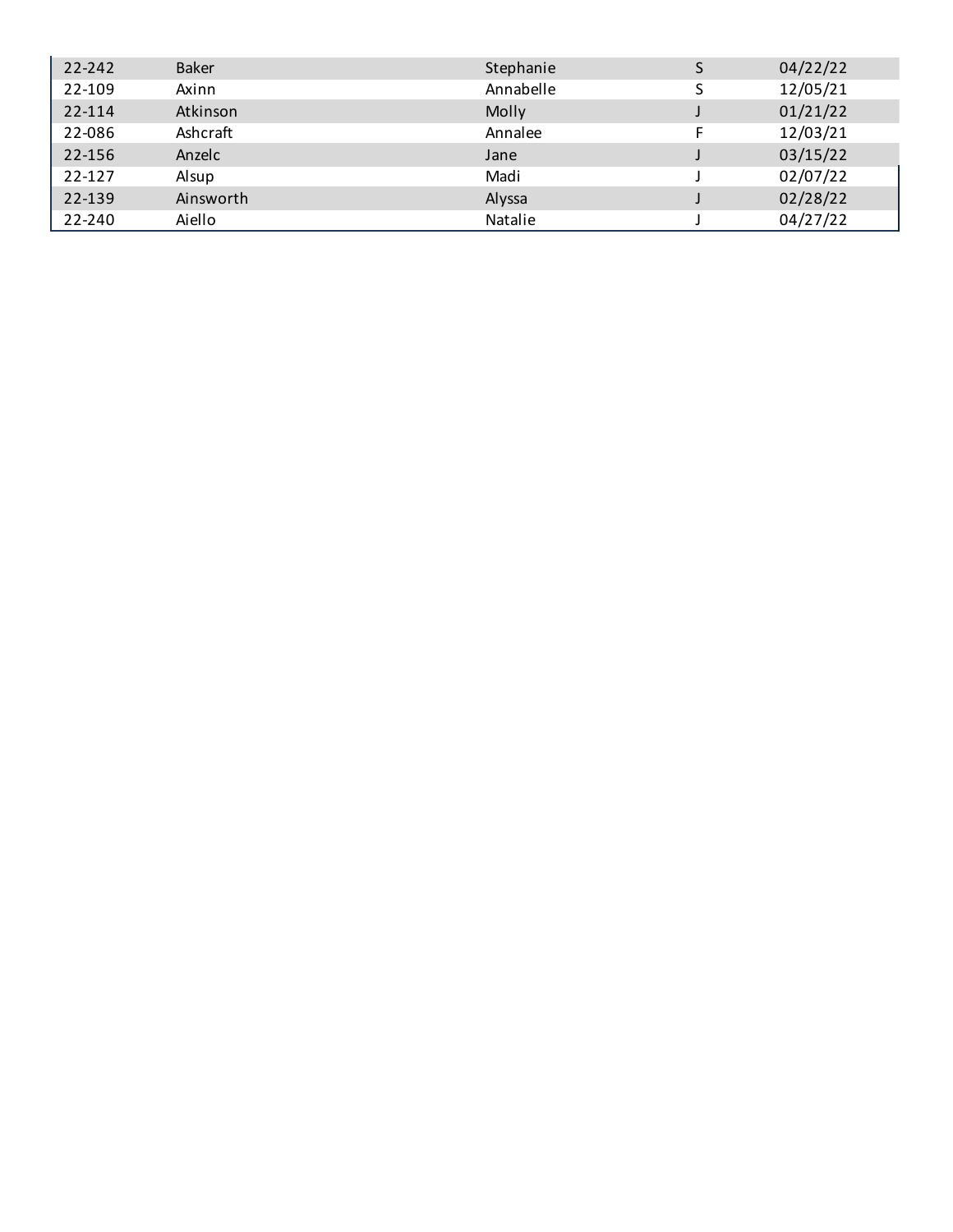| | | | | |
|---|---|---|---|---|
| 22-242 | Baker | Stephanie | S | 04/22/22 |
| 22-109 | Axinn | Annabelle | S | 12/05/21 |
| 22-114 | Atkinson | Molly | J | 01/21/22 |
| 22-086 | Ashcraft | Annalee | F | 12/03/21 |
| 22-156 | Anzelc | Jane | J | 03/15/22 |
| 22-127 | Alsup | Madi | J | 02/07/22 |
| 22-139 | Ainsworth | Alyssa | J | 02/28/22 |
| 22-240 | Aiello | Natalie | J | 04/27/22 |